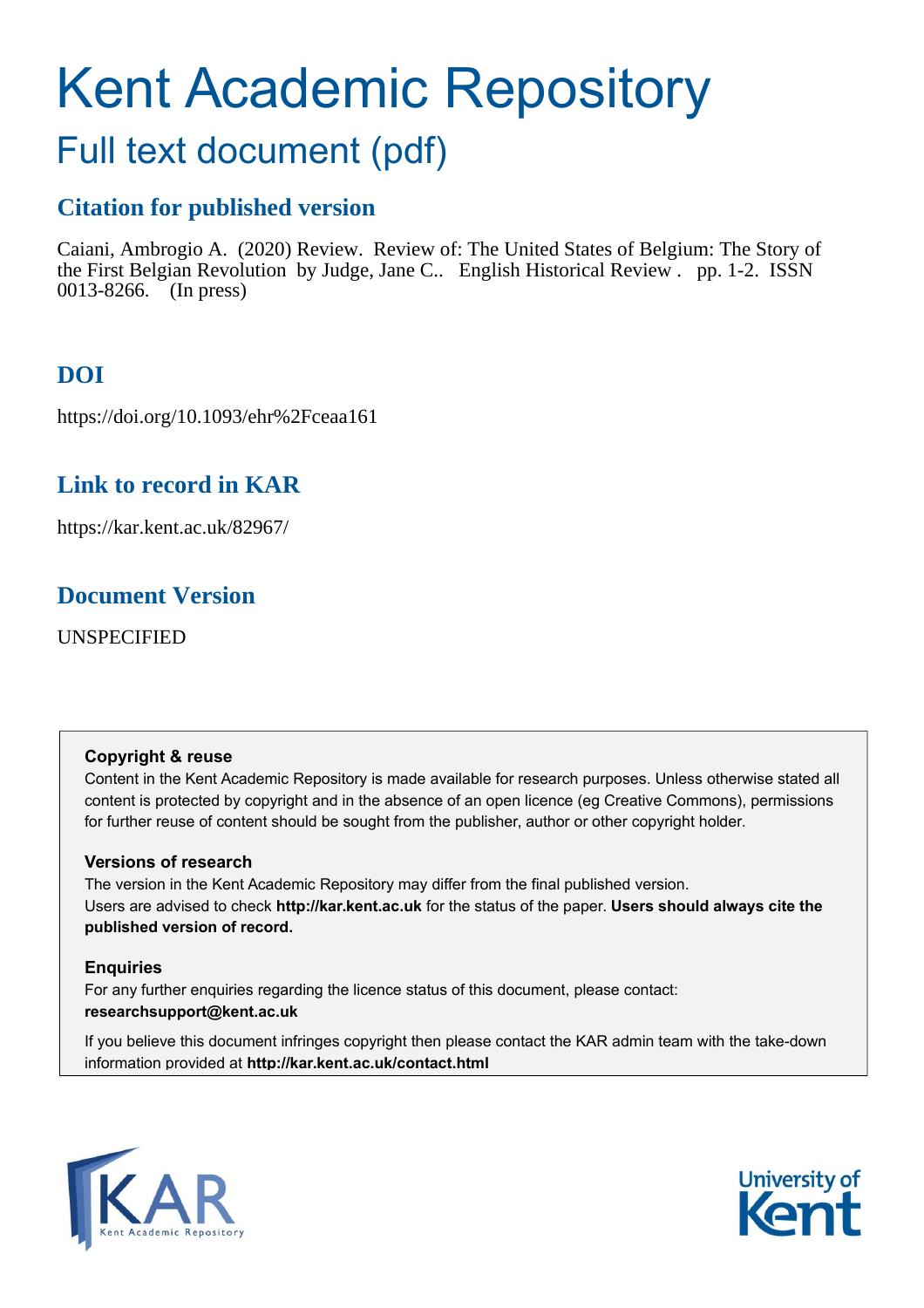# Kent Academic Repository

## Full text document (pdf)

### Citation for published version

Caiani, Ambrogio A. (2020) Review. Review of: The United States of Belgium: The Story of the First Belgian Revolution by Judge, Jane C.. English Historical Review . pp. 1-2. ISSN 0013-8266. (In press)

### DOI

https://doi.org/10.1093/ehr%2Fceaa161

### Link to record in KAR

https://kar.kent.ac.uk/82967/

### Document Version

UNSPECIFIED

**Copyright & reuse**

Content in the Kent Academic Repository is made available for research purposes. Unless otherwise stated all content is protected by copyright and in the absence of an open licence (eg Creative Commons), permissions for further reuse of content should be sought from the publisher, author or other copyright holder.

**Versions of research**

The version in the Kent Academic Repository may differ from the final published version. Users are advised to check **http://kar.kent.ac.uk** for the status of the paper. **Users should always cite the published version of record.**

**Enquiries**

For any further enquiries regarding the licence status of this document, please contact: **researchsupport@kent.ac.uk**

If you believe this document infringes copyright then please contact the KAR admin team with the take-down information provided at **http://kar.kent.ac.uk/contact.html**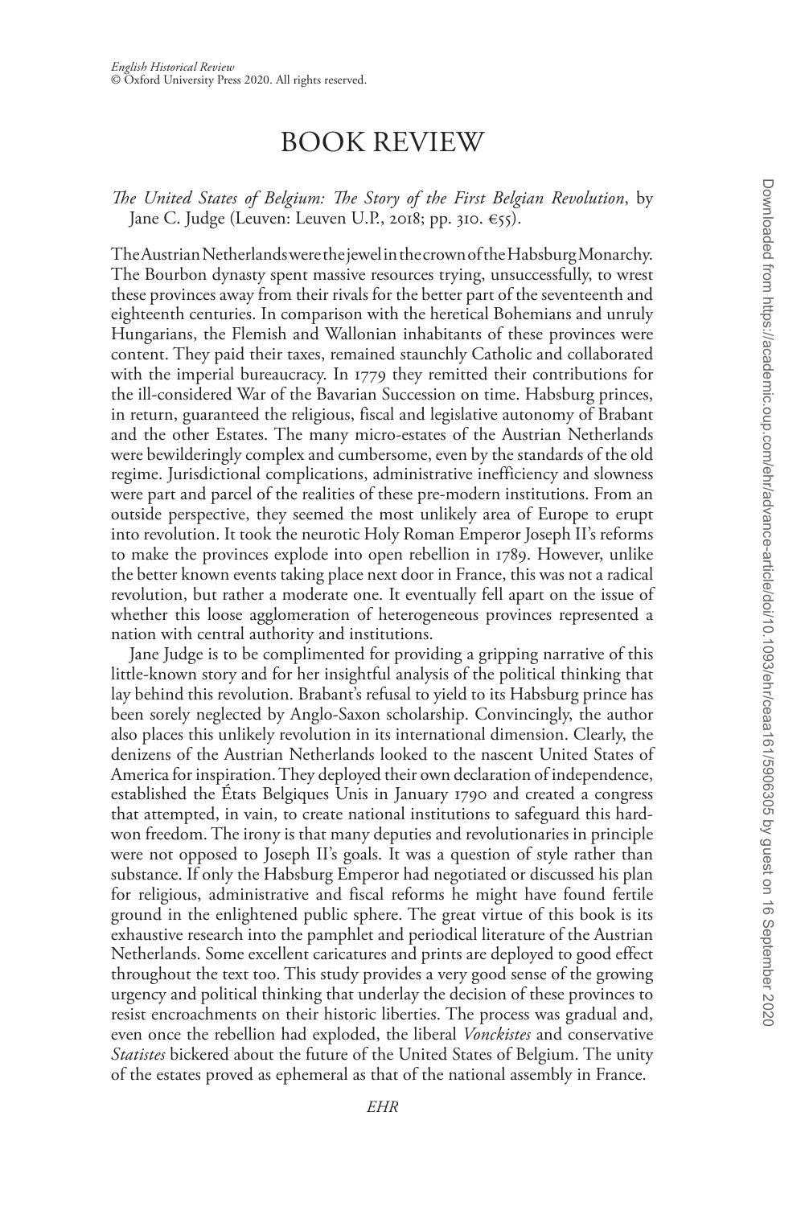# BOOK REVIEW

*The United States of Belgium: The Story of the First Belgian Revolution*, by Jane C. Judge (Leuven: Leuven U.P., 2018; pp. 310. €55).

The Austrian Netherlands were the jewel in the crown of the Habsburg Monarchy. The Bourbon dynasty spent massive resources trying, unsuccessfully, to wrest these provinces away from their rivals for the better part of the seventeenth and eighteenth centuries. In comparison with the heretical Bohemians and unruly Hungarians, the Flemish and Wallonian inhabitants of these provinces were content. They paid their taxes, remained staunchly Catholic and collaborated with the imperial bureaucracy. In 1779 they remitted their contributions for the ill-considered War of the Bavarian Succession on time. Habsburg princes, in return, guaranteed the religious, fiscal and legislative autonomy of Brabant and the other Estates. The many micro-estates of the Austrian Netherlands were bewilderingly complex and cumbersome, even by the standards of the old regime. Jurisdictional complications, administrative inefficiency and slowness were part and parcel of the realities of these pre-modern institutions. From an outside perspective, they seemed the most unlikely area of Europe to erupt into revolution. It took the neurotic Holy Roman Emperor Joseph II's reforms to make the provinces explode into open rebellion in 1789. However, unlike the better known events taking place next door in France, this was not a radical revolution, but rather a moderate one. It eventually fell apart on the issue of whether this loose agglomeration of heterogeneous provinces represented a nation with central authority and institutions.

Jane Judge is to be complimented for providing a gripping narrative of this little-known story and for her insightful analysis of the political thinking that lay behind this revolution. Brabant's refusal to yield to its Habsburg prince has been sorely neglected by Anglo-Saxon scholarship. Convincingly, the author also places this unlikely revolution in its international dimension. Clearly, the denizens of the Austrian Netherlands looked to the nascent United States of America for inspiration. They deployed their own declaration of independence, established the États Belgiques Unis in January 1790 and created a congress that attempted, in vain, to create national institutions to safeguard this hard-won freedom. The irony is that many deputies and revolutionaries in principle were not opposed to Joseph II's goals. It was a question of style rather than substance. If only the Habsburg Emperor had negotiated or discussed his plan for religious, administrative and fiscal reforms he might have found fertile ground in the enlightened public sphere. The great virtue of this book is its exhaustive research into the pamphlet and periodical literature of the Austrian Netherlands. Some excellent caricatures and prints are deployed to good effect throughout the text too. This study provides a very good sense of the growing urgency and political thinking that underlay the decision of these provinces to resist encroachments on their historic liberties. The process was gradual and, even once the rebellion had exploded, the liberal *Vonckistes* and conservative *Statistes* bickered about the future of the United States of Belgium. The unity of the estates proved as ephemeral as that of the national assembly in France.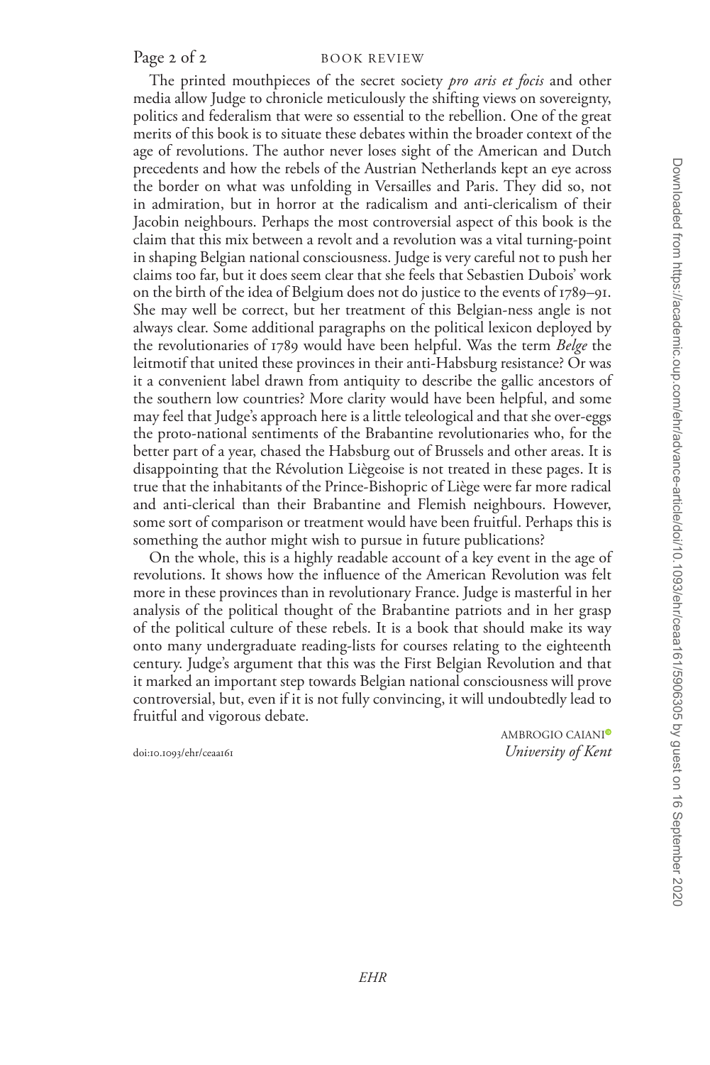The printed mouthpieces of the secret society *pro aris et focis* and other media allow Judge to chronicle meticulously the shifting views on sovereignty, politics and federalism that were so essential to the rebellion. One of the great merits of this book is to situate these debates within the broader context of the age of revolutions. The author never loses sight of the American and Dutch precedents and how the rebels of the Austrian Netherlands kept an eye across the border on what was unfolding in Versailles and Paris. They did so, not in admiration, but in horror at the radicalism and anti-clericalism of their Jacobin neighbours. Perhaps the most controversial aspect of this book is the claim that this mix between a revolt and a revolution was a vital turning-point in shaping Belgian national consciousness. Judge is very careful not to push her claims too far, but it does seem clear that she feels that Sebastien Dubois' work on the birth of the idea of Belgium does not do justice to the events of 1789–91. She may well be correct, but her treatment of this Belgian-ness angle is not always clear. Some additional paragraphs on the political lexicon deployed by the revolutionaries of 1789 would have been helpful. Was the term *Belge* the leitmotif that united these provinces in their anti-Habsburg resistance? Or was it a convenient label drawn from antiquity to describe the gallic ancestors of the southern low countries? More clarity would have been helpful, and some may feel that Judge's approach here is a little teleological and that she over-eggs the proto-national sentiments of the Brabantine revolutionaries who, for the better part of a year, chased the Habsburg out of Brussels and other areas. It is disappointing that the Révolution Liègeoise is not treated in these pages. It is true that the inhabitants of the Prince-Bishopric of Liège were far more radical and anti-clerical than their Brabantine and Flemish neighbours. However, some sort of comparison or treatment would have been fruitful. Perhaps this is something the author might wish to pursue in future publications?

On the whole, this is a highly readable account of a key event in the age of revolutions. It shows how the influence of the American Revolution was felt more in these provinces than in revolutionary France. Judge is masterful in her analysis of the political thought of the Brabantine patriots and in her grasp of the political culture of these rebels. It is a book that should make its way onto many undergraduate reading-lists for courses relating to the eighteenth century. Judge's argument that this was the First Belgian Revolution and that it marked an important step towards Belgian national consciousness will prove controversial, but, even if it is not fully convincing, it will undoubtedly lead to fruitful and vigorous debate.

AMBROGIO CAIANI
*University of Kent*

doi:10.1093/ehr/ceaa161